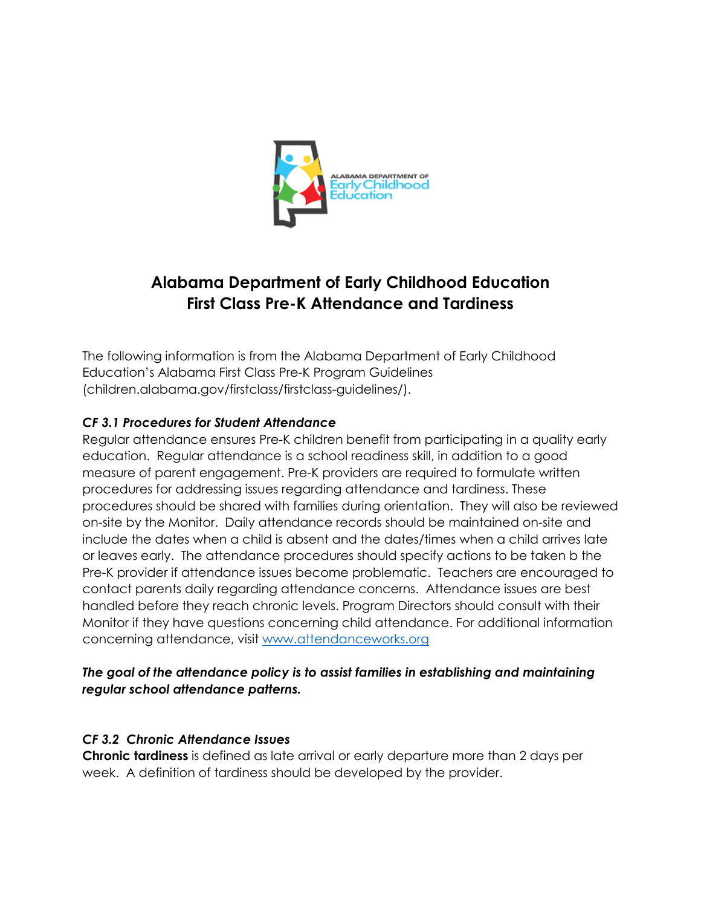# Alabama Department of Early Childhood Education
# First Class Pre-K Attendance and Tardiness

The following information is from the Alabama Department of Early Childhood Education's Alabama First Class Pre-K Program Guidelines (children.alabama.gov/firstclass/firstclass-guidelines/).

### *CF 3.1 Procedures for Student Attendance*

Regular attendance ensures Pre-K children benefit from participating in a quality early education. Regular attendance is a school readiness skill, in addition to a good measure of parent engagement. Pre-K providers are required to formulate written procedures for addressing issues regarding attendance and tardiness. These procedures should be shared with families during orientation. They will also be reviewed on-site by the Monitor. Daily attendance records should be maintained on-site and include the dates when a child is absent and the dates/times when a child arrives late or leaves early. The attendance procedures should specify actions to be taken b the Pre-K provider if attendance issues become problematic. Teachers are encouraged to contact parents daily regarding attendance concerns. Attendance issues are best handled before they reach chronic levels. Program Directors should consult with their Monitor if they have questions concerning child attendance. For additional information concerning attendance, visit [www.attendanceworks.org](www.attendanceworks.org)

***The goal of the attendance policy is to assist families in establishing and maintaining regular school attendance patterns.***

### *CF 3.2 Chronic Attendance Issues*

**Chronic tardiness** is defined as late arrival or early departure more than 2 days per week. A definition of tardiness should be developed by the provider.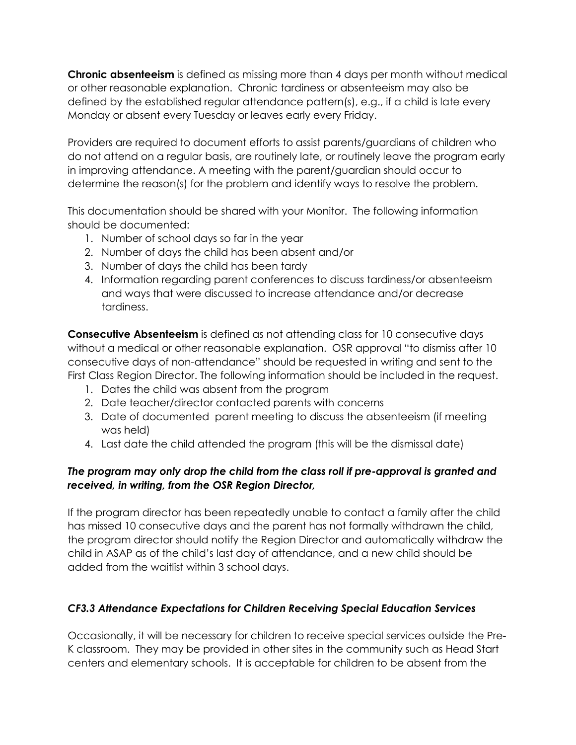**Chronic absenteeism** is defined as missing more than 4 days per month without medical or other reasonable explanation. Chronic tardiness or absenteeism may also be defined by the established regular attendance pattern(s), e.g., if a child is late every Monday or absent every Tuesday or leaves early every Friday.

Providers are required to document efforts to assist parents/guardians of children who do not attend on a regular basis, are routinely late, or routinely leave the program early in improving attendance. A meeting with the parent/guardian should occur to determine the reason(s) for the problem and identify ways to resolve the problem.

This documentation should be shared with your Monitor. The following information should be documented:

1. Number of school days so far in the year
2. Number of days the child has been absent and/or
3. Number of days the child has been tardy
4. Information regarding parent conferences to discuss tardiness/or absenteeism and ways that were discussed to increase attendance and/or decrease tardiness.

**Consecutive Absenteeism** is defined as not attending class for 10 consecutive days without a medical or other reasonable explanation. OSR approval "to dismiss after 10 consecutive days of non-attendance" should be requested in writing and sent to the First Class Region Director. The following information should be included in the request.

1. Dates the child was absent from the program
2. Date teacher/director contacted parents with concerns
3. Date of documented parent meeting to discuss the absenteeism (if meeting was held)
4. Last date the child attended the program (this will be the dismissal date)

***The program may only drop the child from the class roll if pre-approval is granted and received, in writing, from the OSR Region Director,***

If the program director has been repeatedly unable to contact a family after the child has missed 10 consecutive days and the parent has not formally withdrawn the child, the program director should notify the Region Director and automatically withdraw the child in ASAP as of the child's last day of attendance, and a new child should be added from the waitlist within 3 school days.

### *CF3.3 Attendance Expectations for Children Receiving Special Education Services*

Occasionally, it will be necessary for children to receive special services outside the Pre-K classroom. They may be provided in other sites in the community such as Head Start centers and elementary schools. It is acceptable for children to be absent from the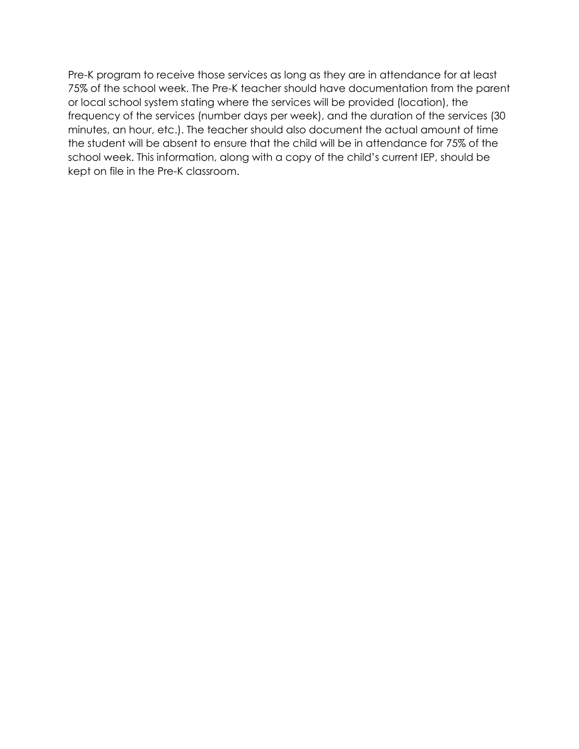Pre-K program to receive those services as long as they are in attendance for at least 75% of the school week. The Pre-K teacher should have documentation from the parent or local school system stating where the services will be provided (location), the frequency of the services (number days per week), and the duration of the services (30 minutes, an hour, etc.). The teacher should also document the actual amount of time the student will be absent to ensure that the child will be in attendance for 75% of the school week. This information, along with a copy of the child's current IEP, should be kept on file in the Pre-K classroom.